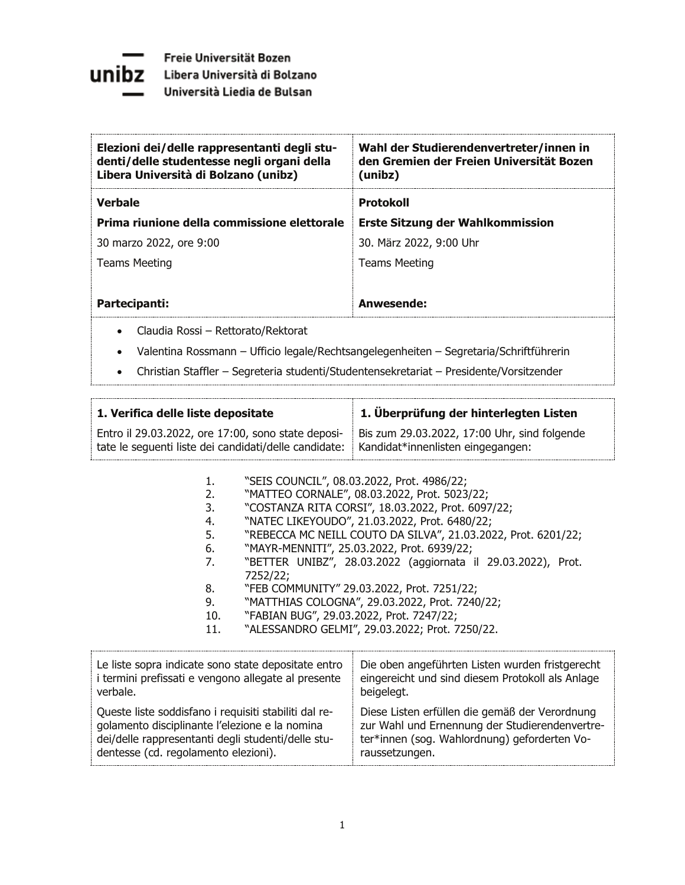Freie Universität Bozen
Libera Università di Bolzano
Università Liedia de Bulsan

| **Elezioni dei/delle rappresentanti degli studenti/delle studentesse negli organi della Libera Università di Bolzano (unibz)** | **Wahl der Studierendenvertreter/innen in den Gremien der Freien Universität Bozen (unibz)** |
|---|---|
| **Verbale** | **Protokoll** |
| **Prima riunione della commissione elettorale** | **Erste Sitzung der Wahlkommission** |
| 30 marzo 2022, ore 9:00 | 30. März 2022, 9:00 Uhr |
| Teams Meeting | Teams Meeting |
| **Partecipanti:** | **Anwesende:** |

- Claudia Rossi – Rettorato/Rektorat
- Valentina Rossmann – Ufficio legale/Rechtsangelegenheiten – Segretaria/Schriftführerin
- Christian Staffler – Segreteria studenti/Studentensekretariat – Presidente/Vorsitzender

| **1. Verifica delle liste depositate** | **1. Überprüfung der hinterlegten Listen** |
|---|---|
| Entro il 29.03.2022, ore 17:00, sono state depositate le seguenti liste dei candidati/delle candidate: | Bis zum 29.03.2022, 17:00 Uhr, sind folgende Kandidat*innenlisten eingegangen: |

1. "SEIS COUNCIL", 08.03.2022, Prot. 4986/22;
2. "MATTEO CORNALE", 08.03.2022, Prot. 5023/22;
3. "COSTANZA RITA CORSI", 18.03.2022, Prot. 6097/22;
4. "NATEC LIKEYOUDO", 21.03.2022, Prot. 6480/22;
5. "REBECCA MC NEILL COUTO DA SILVA", 21.03.2022, Prot. 6201/22;
6. "MAYR-MENNITI", 25.03.2022, Prot. 6939/22;
7. "BETTER UNIBZ", 28.03.2022 (aggiornata il 29.03.2022), Prot. 7252/22;
8. "FEB COMMUNITY" 29.03.2022, Prot. 7251/22;
9. "MATTHIAS COLOGNA", 29.03.2022, Prot. 7240/22;
10. "FABIAN BUG", 29.03.2022, Prot. 7247/22;
11. "ALESSANDRO GELMI", 29.03.2022; Prot. 7250/22.

| Le liste sopra indicate sono state depositate entro i termini prefissati e vengono allegate al presente verbale. | Die oben angeführten Listen wurden fristgerecht eingereicht und sind diesem Protokoll als Anlage beigelegt. |
|---|---|
| Queste liste soddisfano i requisiti stabiliti dal regolamento disciplinante l'elezione e la nomina dei/delle rappresentanti degli studenti/delle studentesse (cd. regolamento elezioni). | Diese Listen erfüllen die gemäß der Verordnung zur Wahl und Ernennung der Studierendenvertreter*innen (sog. Wahlordnung) geforderten Voraussetzungen. |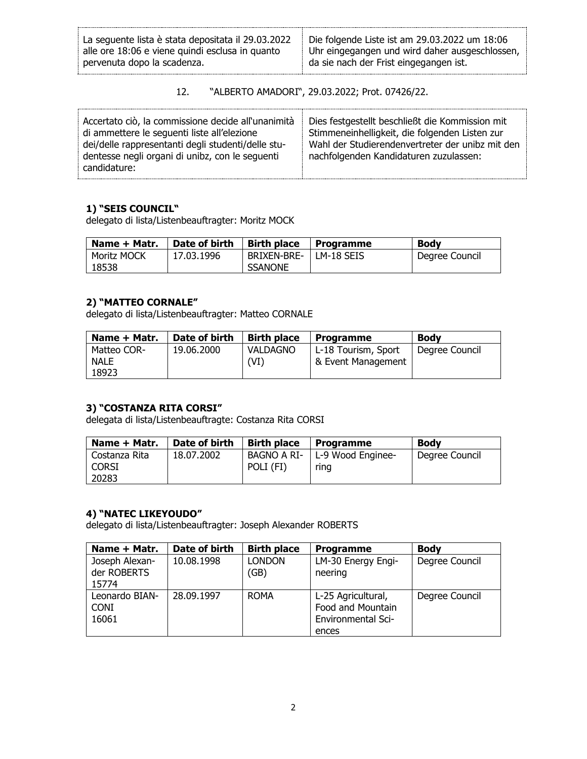| La seguente lista è stata depositata il 29.03.2022 alle ore 18:06 e viene quindi esclusa in quanto pervenuta dopo la scadenza. | Die folgende Liste ist am 29.03.2022 um 18:06 Uhr eingegangen und wird daher ausgeschlossen, da sie nach der Frist eingegangen ist. |
|---|---|

12. "ALBERTO AMADORI", 29.03.2022; Prot. 07426/22.

| Accertato ciò, la commissione decide all'unanimità di ammettere le seguenti liste all'elezione dei/delle rappresentanti degli studenti/delle studentesse negli organi di unibz, con le seguenti candidature: | Dies festgestellt beschließt die Kommission mit Stimmeneinhelligkeit, die folgenden Listen zur Wahl der Studierendenvertreter der unibz mit den nachfolgenden Kandidaturen zuzulassen: |
|---|---|

**1) "SEIS COUNCIL"**
delegato di lista/Listenbeauftragter: Moritz MOCK

| Name + Matr. | Date of birth | Birth place | Programme | Body |
|---|---|---|---|---|
| Moritz MOCK 18538 | 17.03.1996 | BRIXEN-BRESSANONE | LM-18 SEIS | Degree Council |

**2) "MATTEO CORNALE"**
delegato di lista/Listenbeauftragter: Matteo CORNALE

| Name + Matr. | Date of birth | Birth place | Programme | Body |
|---|---|---|---|---|
| Matteo CORNALE 18923 | 19.06.2000 | VALDAGNO (VI) | L-18 Tourism, Sport & Event Management | Degree Council |

**3) "COSTANZA RITA CORSI"**
delegata di lista/Listenbeauftragte: Costanza Rita CORSI

| Name + Matr. | Date of birth | Birth place | Programme | Body |
|---|---|---|---|---|
| Costanza Rita CORSI 20283 | 18.07.2002 | BAGNO A RIPOLI (FI) | L-9 Wood Engineering | Degree Council |

**4) "NATEC LIKEYOUDO"**
delegato di lista/Listenbeauftragter: Joseph Alexander ROBERTS

| Name + Matr. | Date of birth | Birth place | Programme | Body |
|---|---|---|---|---|
| Joseph Alexander ROBERTS 15774 | 10.08.1998 | LONDON (GB) | LM-30 Energy Engineering | Degree Council |
| Leonardo BIANCONI 16061 | 28.09.1997 | ROMA | L-25 Agricultural, Food and Mountain Environmental Sciences | Degree Council |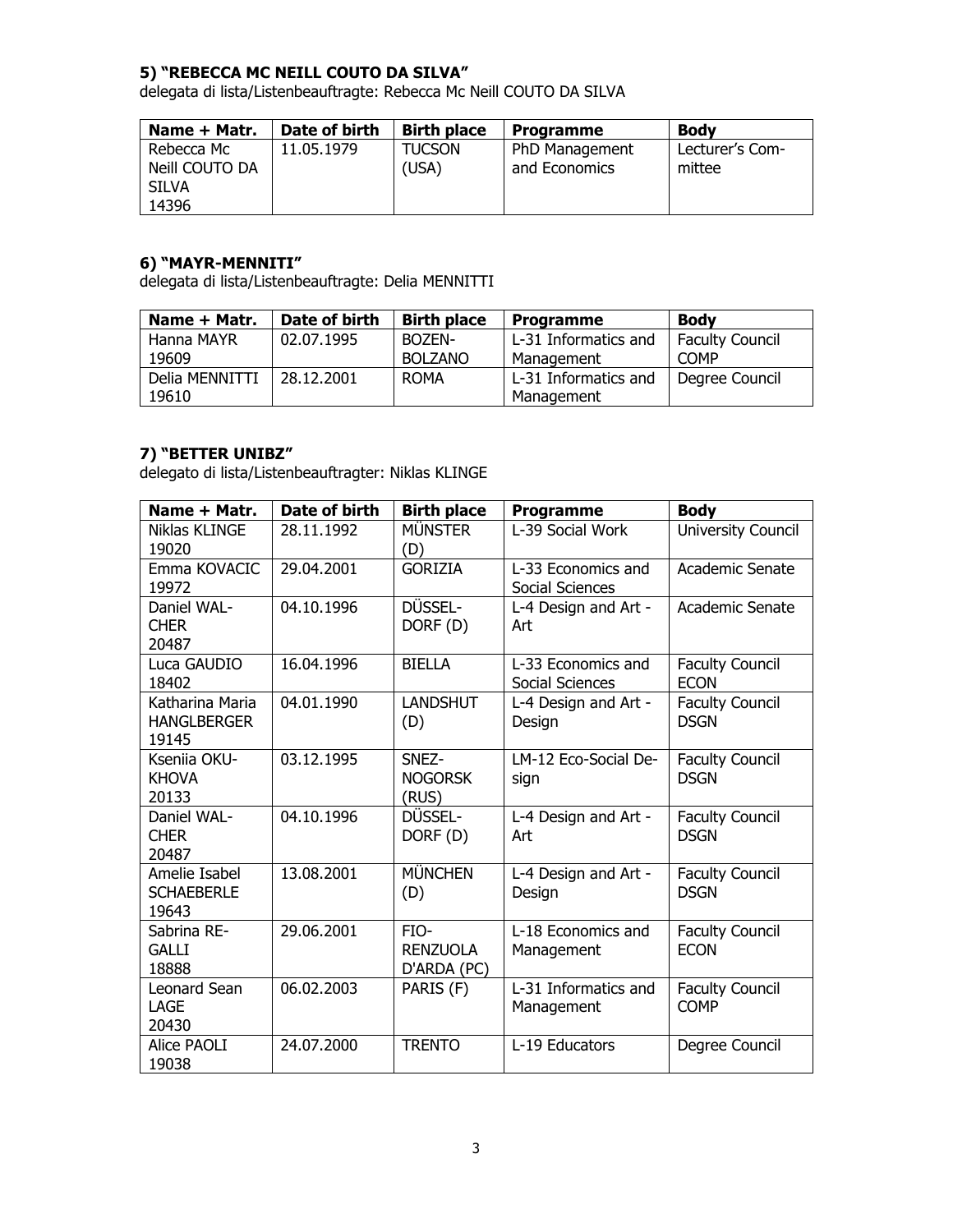### 5) "REBECCA MC NEILL COUTO DA SILVA"

delegata di lista/Listenbeauftragte: Rebecca Mc Neill COUTO DA SILVA

| Name + Matr. | Date of birth | Birth place | Programme | Body |
|---|---|---|---|---|
| Rebecca Mc Neill COUTO DA SILVA 14396 | 11.05.1979 | TUCSON (USA) | PhD Management and Economics | Lecturer's Committee |

### 6) "MAYR-MENNITI"

delegata di lista/Listenbeauftragte: Delia MENNITTI

| Name + Matr. | Date of birth | Birth place | Programme | Body |
|---|---|---|---|---|
| Hanna MAYR 19609 | 02.07.1995 | BOZEN-BOLZANO | L-31 Informatics and Management | Faculty Council COMP |
| Delia MENNITTI 19610 | 28.12.2001 | ROMA | L-31 Informatics and Management | Degree Council |

### 7) "BETTER UNIBZ"

delegato di lista/Listenbeauftragter: Niklas KLINGE

| Name + Matr. | Date of birth | Birth place | Programme | Body |
|---|---|---|---|---|
| Niklas KLINGE 19020 | 28.11.1992 | MÜNSTER (D) | L-39 Social Work | University Council |
| Emma KOVACIC 19972 | 29.04.2001 | GORIZIA | L-33 Economics and Social Sciences | Academic Senate |
| Daniel WALCHER 20487 | 04.10.1996 | DÜSSELDORF (D) | L-4 Design and Art - Art | Academic Senate |
| Luca GAUDIO 18402 | 16.04.1996 | BIELLA | L-33 Economics and Social Sciences | Faculty Council ECON |
| Katharina Maria HANGLBERGER 19145 | 04.01.1990 | LANDSHUT (D) | L-4 Design and Art - Design | Faculty Council DSGN |
| Kseniia OKUKHOVA 20133 | 03.12.1995 | SNEZNOGORSK (RUS) | LM-12 Eco-Social Design | Faculty Council DSGN |
| Daniel WALCHER 20487 | 04.10.1996 | DÜSSELDORF (D) | L-4 Design and Art - Art | Faculty Council DSGN |
| Amelie Isabel SCHAEBERLE 19643 | 13.08.2001 | MÜNCHEN (D) | L-4 Design and Art - Design | Faculty Council DSGN |
| Sabrina REGALLI 18888 | 29.06.2001 | FIORENZUOLA D'ARDA (PC) | L-18 Economics and Management | Faculty Council ECON |
| Leonard Sean LAGE 20430 | 06.02.2003 | PARIS (F) | L-31 Informatics and Management | Faculty Council COMP |
| Alice PAOLI 19038 | 24.07.2000 | TRENTO | L-19 Educators | Degree Council |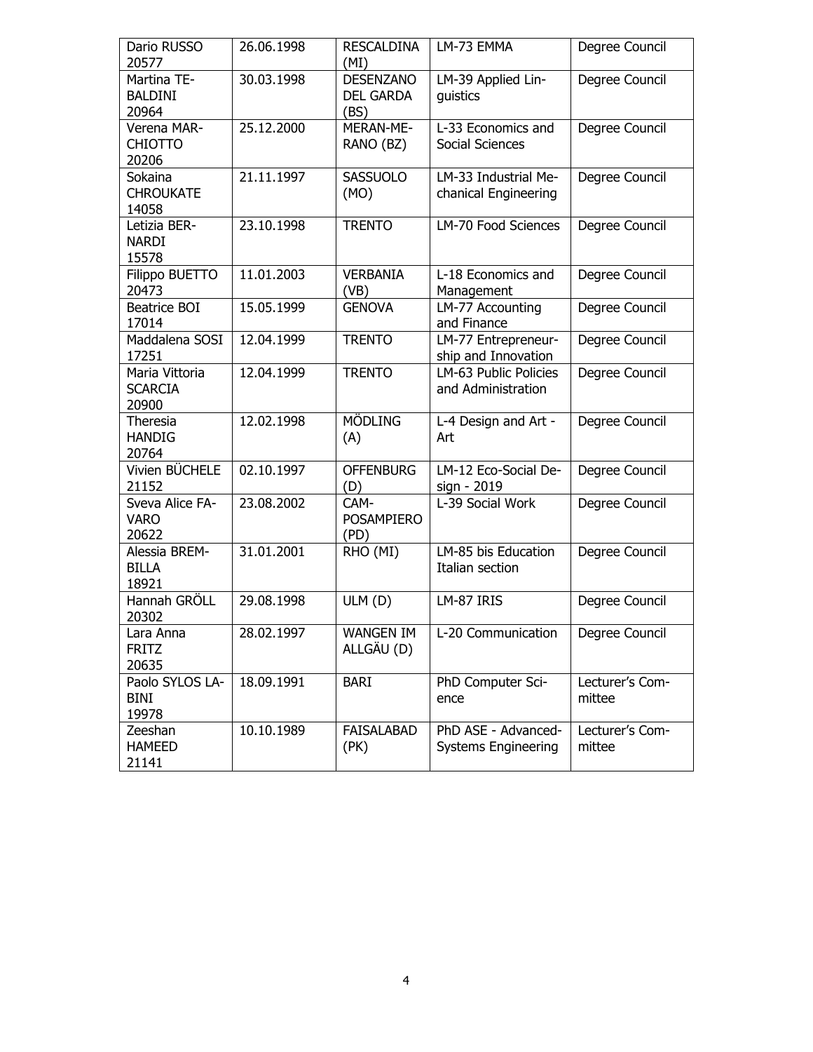| Dario RUSSO 20577 | 26.06.1998 | RESCALDINA (MI) | LM-73 EMMA | Degree Council |
|---|---|---|---|---|
| Martina TEBALDINI 20964 | 30.03.1998 | DESENZANO DEL GARDA (BS) | LM-39 Applied Linguistics | Degree Council |
| Verena MARCHIOTTO 20206 | 25.12.2000 | MERAN-MERANO (BZ) | L-33 Economics and Social Sciences | Degree Council |
| Sokaina CHROUKATE 14058 | 21.11.1997 | SASSUOLO (MO) | LM-33 Industrial Mechanical Engineering | Degree Council |
| Letizia BERNARDI 15578 | 23.10.1998 | TRENTO | LM-70 Food Sciences | Degree Council |
| Filippo BUETTO 20473 | 11.01.2003 | VERBANIA (VB) | L-18 Economics and Management | Degree Council |
| Beatrice BOI 17014 | 15.05.1999 | GENOVA | LM-77 Accounting and Finance | Degree Council |
| Maddalena SOSI 17251 | 12.04.1999 | TRENTO | LM-77 Entrepreneurship and Innovation | Degree Council |
| Maria Vittoria SCARCIA 20900 | 12.04.1999 | TRENTO | LM-63 Public Policies and Administration | Degree Council |
| Theresia HANDIG 20764 | 12.02.1998 | MÖDLING (A) | L-4 Design and Art - Art | Degree Council |
| Vivien BÜCHELE 21152 | 02.10.1997 | OFFENBURG (D) | LM-12 Eco-Social Design - 2019 | Degree Council |
| Sveva Alice FAVARO 20622 | 23.08.2002 | CAMPOSAMPIERO (PD) | L-39 Social Work | Degree Council |
| Alessia BREMBILLA 18921 | 31.01.2001 | RHO (MI) | LM-85 bis Education Italian section | Degree Council |
| Hannah GRÖLL 20302 | 29.08.1998 | ULM (D) | LM-87 IRIS | Degree Council |
| Lara Anna FRITZ 20635 | 28.02.1997 | WANGEN IM ALLGÄU (D) | L-20 Communication | Degree Council |
| Paolo SYLOS LABINI 19978 | 18.09.1991 | BARI | PhD Computer Science | Lecturer's Committee |
| Zeeshan HAMEED 21141 | 10.10.1989 | FAISALABAD (PK) | PhD ASE - Advanced-Systems Engineering | Lecturer's Committee |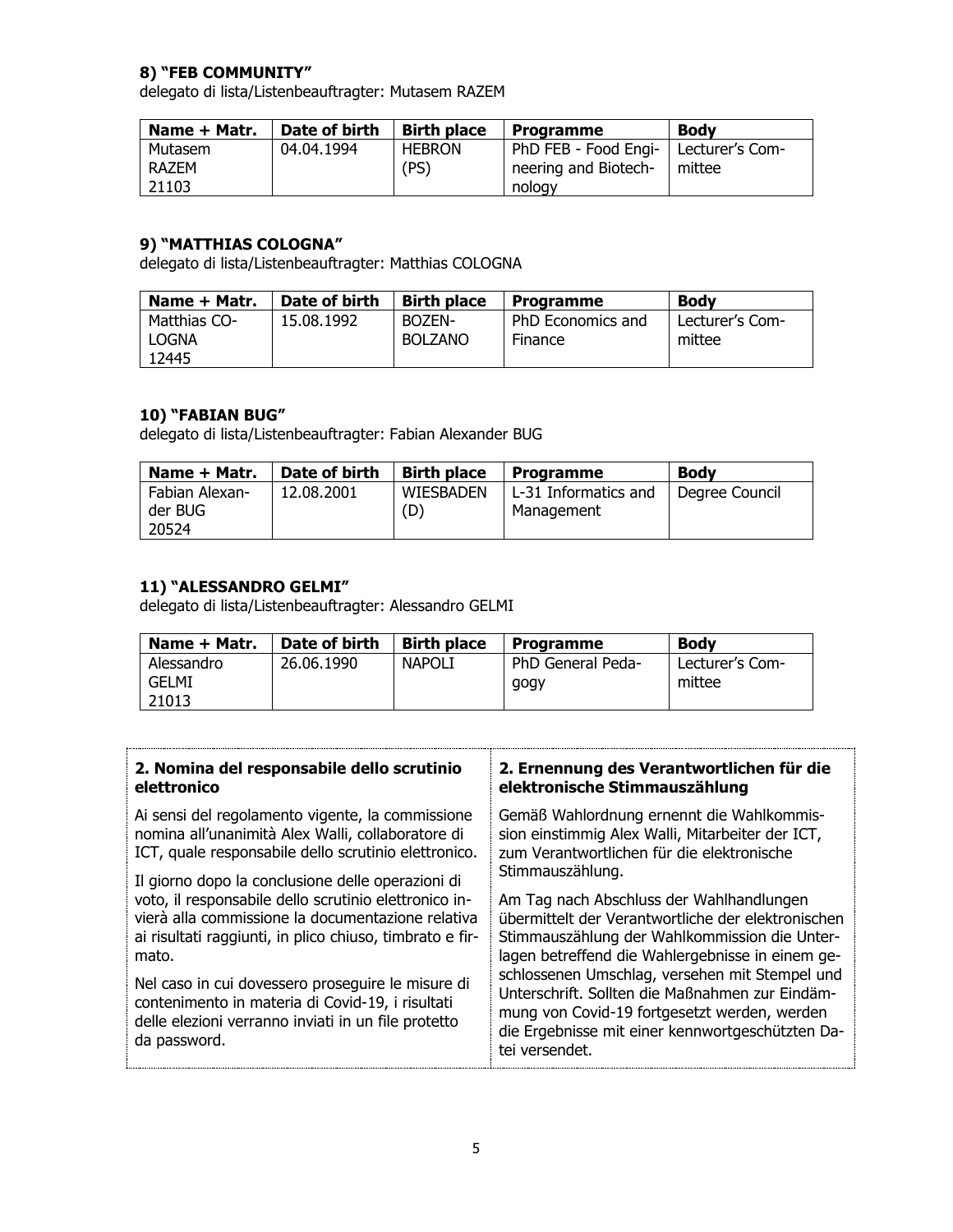### 8) "FEB COMMUNITY"

delegato di lista/Listenbeauftragter: Mutasem RAZEM

| Name + Matr. | Date of birth | Birth place | Programme | Body |
|---|---|---|---|---|
| Mutasem RAZEM 21103 | 04.04.1994 | HEBRON (PS) | PhD FEB - Food Engineering and Biotechnology | Lecturer's Committee |

### 9) "MATTHIAS COLOGNA"

delegato di lista/Listenbeauftragter: Matthias COLOGNA

| Name + Matr. | Date of birth | Birth place | Programme | Body |
|---|---|---|---|---|
| Matthias COLOGNA 12445 | 15.08.1992 | BOZEN-BOLZANO | PhD Economics and Finance | Lecturer's Committee |

### 10) "FABIAN BUG"

delegato di lista/Listenbeauftragter: Fabian Alexander BUG

| Name + Matr. | Date of birth | Birth place | Programme | Body |
|---|---|---|---|---|
| Fabian Alexander BUG 20524 | 12.08.2001 | WIESBADEN (D) | L-31 Informatics and Management | Degree Council |

### 11) "ALESSANDRO GELMI"

delegato di lista/Listenbeauftragter: Alessandro GELMI

| Name + Matr. | Date of birth | Birth place | Programme | Body |
|---|---|---|---|---|
| Alessandro GELMI 21013 | 26.06.1990 | NAPOLI | PhD General Pedagogy | Lecturer's Committee |

**2. Nomina del responsabile dello scrutinio elettronico**

Ai sensi del regolamento vigente, la commissione nomina all'unanimità Alex Walli, collaboratore di ICT, quale responsabile dello scrutinio elettronico.

Il giorno dopo la conclusione delle operazioni di voto, il responsabile dello scrutinio elettronico invierà alla commissione la documentazione relativa ai risultati raggiunti, in plico chiuso, timbrato e firmato.

Nel caso in cui dovessero proseguire le misure di contenimento in materia di Covid-19, i risultati delle elezioni verranno inviati in un file protetto da password.

**2. Ernennung des Verantwortlichen für die elektronische Stimmauszählung**

Gemäß Wahlordnung ernennt die Wahlkommission einstimmig Alex Walli, Mitarbeiter der ICT, zum Verantwortlichen für die elektronische Stimmauszählung.

Am Tag nach Abschluss der Wahlhandlungen übermittelt der Verantwortliche der elektronischen Stimmauszählung der Wahlkommission die Unterlagen betreffend die Wahlergebnisse in einem geschlossenen Umschlag, versehen mit Stempel und Unterschrift. Sollten die Maßnahmen zur Eindämmung von Covid-19 fortgesetzt werden, werden die Ergebnisse mit einer kennwortgeschützten Datei versendet.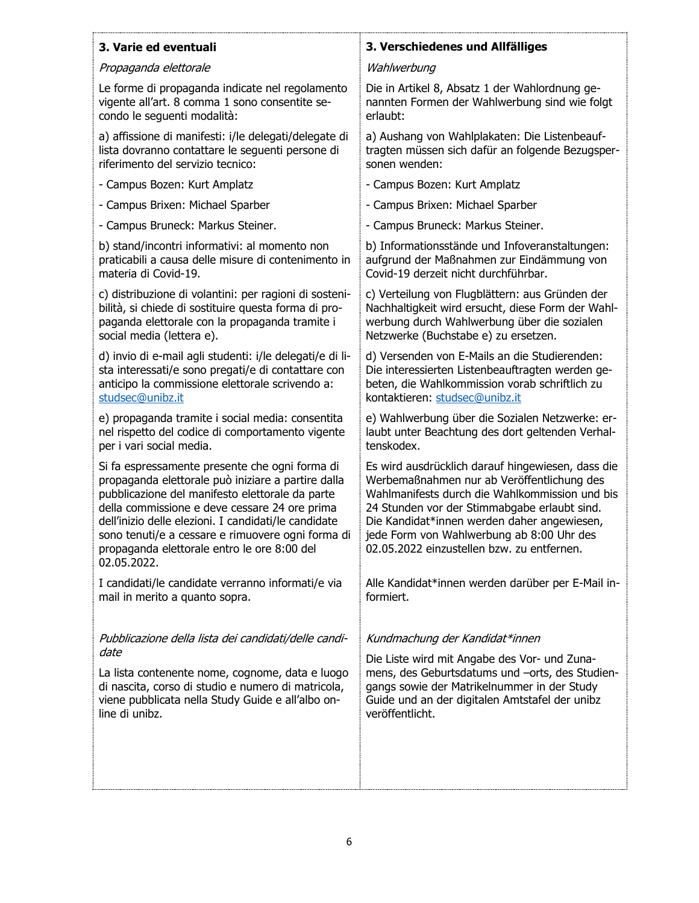| **3. Varie ed eventuali** | **3. Verschiedenes und Allfälliges** |
|---|---|
| *Propaganda elettorale* | *Wahlwerbung* |
| Le forme di propaganda indicate nel regolamento vigente all'art. 8 comma 1 sono consentite secondo le seguenti modalità: | Die in Artikel 8, Absatz 1 der Wahlordnung genannten Formen der Wahlwerbung sind wie folgt erlaubt: |
| a) affissione di manifesti: i/le delegati/delegate di lista dovranno contattare le seguenti persone di riferimento del servizio tecnico: | a) Aushang von Wahlplakaten: Die Listenbeauftragten müssen sich dafür an folgende Bezugspersonen wenden: |
| - Campus Bozen: Kurt Amplatz | - Campus Bozen: Kurt Amplatz |
| - Campus Brixen: Michael Sparber | - Campus Brixen: Michael Sparber |
| - Campus Bruneck: Markus Steiner. | - Campus Bruneck: Markus Steiner. |
| b) stand/incontri informativi: al momento non praticabili a causa delle misure di contenimento in materia di Covid-19. | b) Informationsstände und Infoveranstaltungen: aufgrund der Maßnahmen zur Eindämmung von Covid-19 derzeit nicht durchführbar. |
| c) distribuzione di volantini: per ragioni di sostenibilità, si chiede di sostituire questa forma di propaganda elettorale con la propaganda tramite i social media (lettera e). | c) Verteilung von Flugblättern: aus Gründen der Nachhaltigkeit wird ersucht, diese Form der Wahlwerbung durch Wahlwerbung über die sozialen Netzwerke (Buchstabe e) zu ersetzen. |
| d) invio di e-mail agli studenti: i/le delegati/e di lista interessati/e sono pregati/e di contattare con anticipo la commissione elettorale scrivendo a: studsec@unibz.it | d) Versenden von E-Mails an die Studierenden: Die interessierten Listenbeauftragten werden gebeten, die Wahlkommission vorab schriftlich zu kontaktieren: studsec@unibz.it |
| e) propaganda tramite i social media: consentita nel rispetto del codice di comportamento vigente per i vari social media. | e) Wahlwerbung über die Sozialen Netzwerke: erlaubt unter Beachtung des dort geltenden Verhaltenskodex. |
| Si fa espressamente presente che ogni forma di propaganda elettorale può iniziare a partire dalla pubblicazione del manifesto elettorale da parte della commissione e deve cessare 24 ore prima dell'inizio delle elezioni. I candidati/le candidate sono tenuti/e a cessare e rimuovere ogni forma di propaganda elettorale entro le ore 8:00 del 02.05.2022. | Es wird ausdrücklich darauf hingewiesen, dass die Werbemaßnahmen nur ab Veröffentlichung des Wahlmanifests durch die Wahlkommission und bis 24 Stunden vor der Stimmabgabe erlaubt sind. Die Kandidat*innen werden daher angewiesen, jede Form von Wahlwerbung ab 8:00 Uhr des 02.05.2022 einzustellen bzw. zu entfernen. |
| I candidati/le candidate verranno informati/e via mail in merito a quanto sopra. | Alle Kandidat*innen werden darüber per E-Mail informiert. |
| *Pubblicazione della lista dei candidati/delle candidate* | *Kundmachung der Kandidat*innen* |
| La lista contenente nome, cognome, data e luogo di nascita, corso di studio e numero di matricola, viene pubblicata nella Study Guide e all'albo online di unibz. | Die Liste wird mit Angabe des Vor- und Zunamens, des Geburtsdatums und –orts, des Studiengangs sowie der Matrikelnummer in der Study Guide und an der digitalen Amtstafel der unibz veröffentlicht. |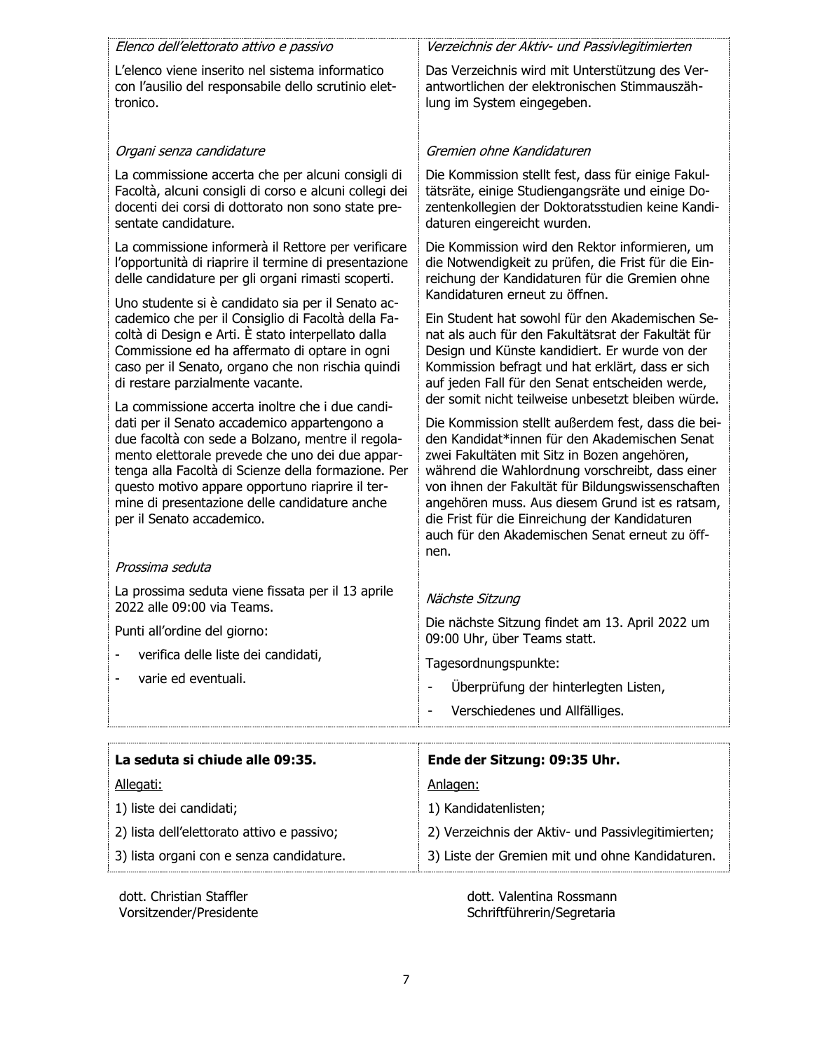*Elenco dell'elettorato attivo e passivo*

L'elenco viene inserito nel sistema informatico con l'ausilio del responsabile dello scrutinio elettronico.

*Verzeichnis der Aktiv- und Passivlegitimierten*

Das Verzeichnis wird mit Unterstützung des Verantwortlichen der elektronischen Stimmauszählung im System eingegeben.

*Organi senza candidature*

La commissione accerta che per alcuni consigli di Facoltà, alcuni consigli di corso e alcuni collegi dei docenti dei corsi di dottorato non sono state presentate candidature.

La commissione informerà il Rettore per verificare l'opportunità di riaprire il termine di presentazione delle candidature per gli organi rimasti scoperti.

Uno studente si è candidato sia per il Senato accademico che per il Consiglio di Facoltà della Facoltà di Design e Arti. È stato interpellato dalla Commissione ed ha affermato di optare in ogni caso per il Senato, organo che non rischia quindi di restare parzialmente vacante.

La commissione accerta inoltre che i due candidati per il Senato accademico appartengono a due facoltà con sede a Bolzano, mentre il regolamento elettorale prevede che uno dei due appartenga alla Facoltà di Scienze della formazione. Per questo motivo appare opportuno riaprire il termine di presentazione delle candidature anche per il Senato accademico.

*Gremien ohne Kandidaturen*

Die Kommission stellt fest, dass für einige Fakultätsräte, einige Studiengangsräte und einige Dozentenkollegien der Doktoratsstudien keine Kandidaturen eingereicht wurden.

Die Kommission wird den Rektor informieren, um die Notwendigkeit zu prüfen, die Frist für die Einreichung der Kandidaturen für die Gremien ohne Kandidaturen erneut zu öffnen.

Ein Student hat sowohl für den Akademischen Senat als auch für den Fakultätsrat der Fakultät für Design und Künste kandidiert. Er wurde von der Kommission befragt und hat erklärt, dass er sich auf jeden Fall für den Senat entscheiden werde, der somit nicht teilweise unbesetzt bleiben würde.

Die Kommission stellt außerdem fest, dass die beiden Kandidat*innen für den Akademischen Senat zwei Fakultäten mit Sitz in Bozen angehören, während die Wahlordnung vorschreibt, dass einer von ihnen der Fakultät für Bildungswissenschaften angehören muss. Aus diesem Grund ist es ratsam, die Frist für die Einreichung der Kandidaturen auch für den Akademischen Senat erneut zu öffnen.

*Prossima seduta*

La prossima seduta viene fissata per il 13 aprile 2022 alle 09:00 via Teams.

Punti all'ordine del giorno:

- verifica delle liste dei candidati,
- varie ed eventuali.

*Nächste Sitzung*

Die nächste Sitzung findet am 13. April 2022 um 09:00 Uhr, über Teams statt.

Tagesordnungspunkte:

- Überprüfung der hinterlegten Listen,
- Verschiedenes und Allfälliges.

**La seduta si chiude alle 09:35.**

Allegati:

1) liste dei candidati;
2) lista dell'elettorato attivo e passivo;
3) lista organi con e senza candidature.

**Ende der Sitzung: 09:35 Uhr.**

Anlagen:

1) Kandidatenlisten;
2) Verzeichnis der Aktiv- und Passivlegitimierten;
3) Liste der Gremien mit und ohne Kandidaturen.

dott. Christian Staffler
Vorsitzender/Presidente

dott. Valentina Rossmann
Schriftführerin/Segretaria